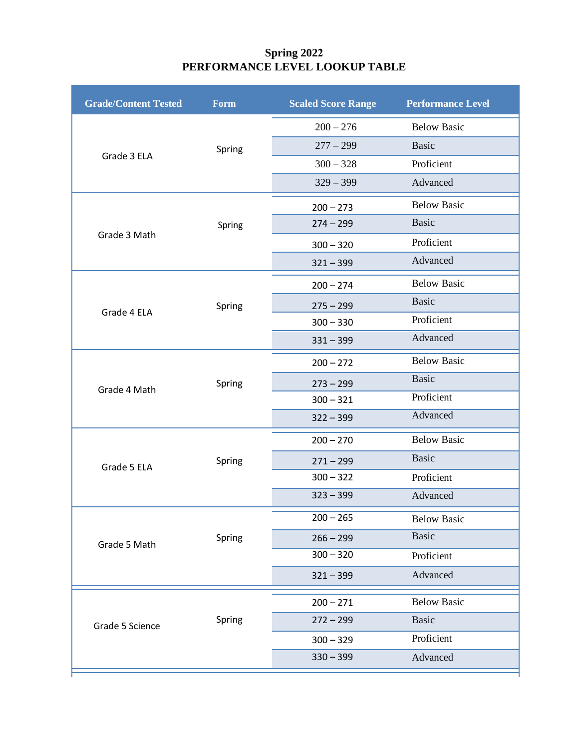# Spring 2022
# PERFORMANCE LEVEL LOOKUP TABLE

| Grade/Content Tested | Form | Scaled Score Range | Performance Level |
|---|---|---|---|
| Grade 3 ELA | Spring | 200 – 276 | Below Basic |
| | | 277 – 299 | Basic |
| | | 300 – 328 | Proficient |
| | | 329 – 399 | Advanced |
| Grade 3 Math | Spring | 200 – 273 | Below Basic |
| | | 274 – 299 | Basic |
| | | 300 – 320 | Proficient |
| | | 321 – 399 | Advanced |
| Grade 4 ELA | Spring | 200 – 274 | Below Basic |
| | | 275 – 299 | Basic |
| | | 300 – 330 | Proficient |
| | | 331 – 399 | Advanced |
| Grade 4 Math | Spring | 200 – 272 | Below Basic |
| | | 273 – 299 | Basic |
| | | 300 – 321 | Proficient |
| | | 322 – 399 | Advanced |
| Grade 5 ELA | Spring | 200 – 270 | Below Basic |
| | | 271 – 299 | Basic |
| | | 300 – 322 | Proficient |
| | | 323 – 399 | Advanced |
| Grade 5 Math | Spring | 200 – 265 | Below Basic |
| | | 266 – 299 | Basic |
| | | 300 – 320 | Proficient |
| | | 321 – 399 | Advanced |
| Grade 5 Science | Spring | 200 – 271 | Below Basic |
| | | 272 – 299 | Basic |
| | | 300 – 329 | Proficient |
| | | 330 – 399 | Advanced |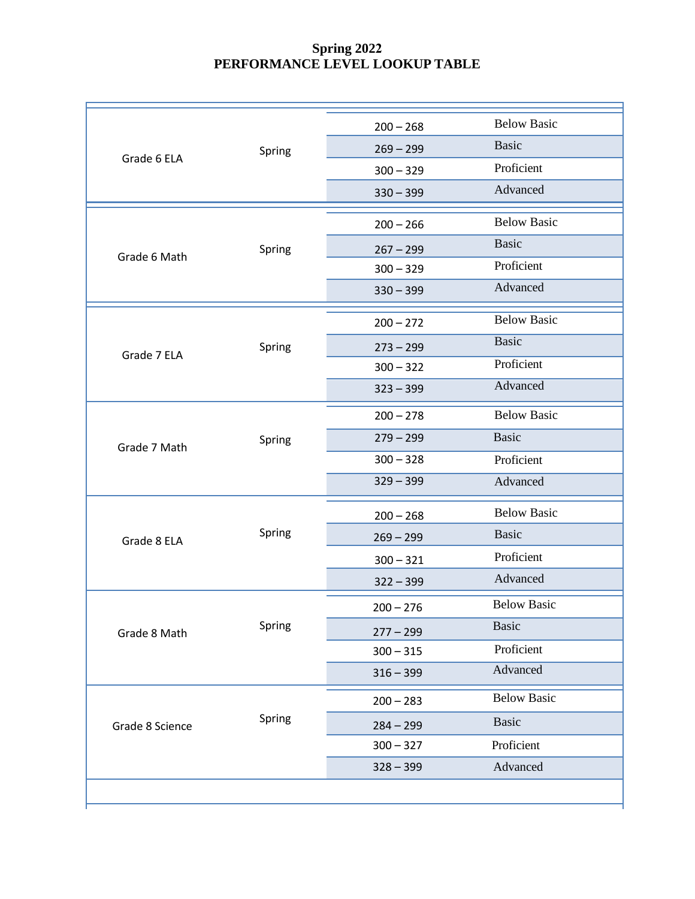**Spring 2022**
**PERFORMANCE LEVEL LOOKUP TABLE**

| | | | |
|---|---|---|---|
| Grade 6 ELA | Spring | 200 – 268 | Below Basic |
| | | 269 – 299 | Basic |
| | | 300 – 329 | Proficient |
| | | 330 – 399 | Advanced |
| Grade 6 Math | Spring | 200 – 266 | Below Basic |
| | | 267 – 299 | Basic |
| | | 300 – 329 | Proficient |
| | | 330 – 399 | Advanced |
| Grade 7 ELA | Spring | 200 – 272 | Below Basic |
| | | 273 – 299 | Basic |
| | | 300 – 322 | Proficient |
| | | 323 – 399 | Advanced |
| Grade 7 Math | Spring | 200 – 278 | Below Basic |
| | | 279 – 299 | Basic |
| | | 300 – 328 | Proficient |
| | | 329 – 399 | Advanced |
| Grade 8 ELA | Spring | 200 – 268 | Below Basic |
| | | 269 – 299 | Basic |
| | | 300 – 321 | Proficient |
| | | 322 – 399 | Advanced |
| Grade 8 Math | Spring | 200 – 276 | Below Basic |
| | | 277 – 299 | Basic |
| | | 300 – 315 | Proficient |
| | | 316 – 399 | Advanced |
| Grade 8 Science | Spring | 200 – 283 | Below Basic |
| | | 284 – 299 | Basic |
| | | 300 – 327 | Proficient |
| | | 328 – 399 | Advanced |